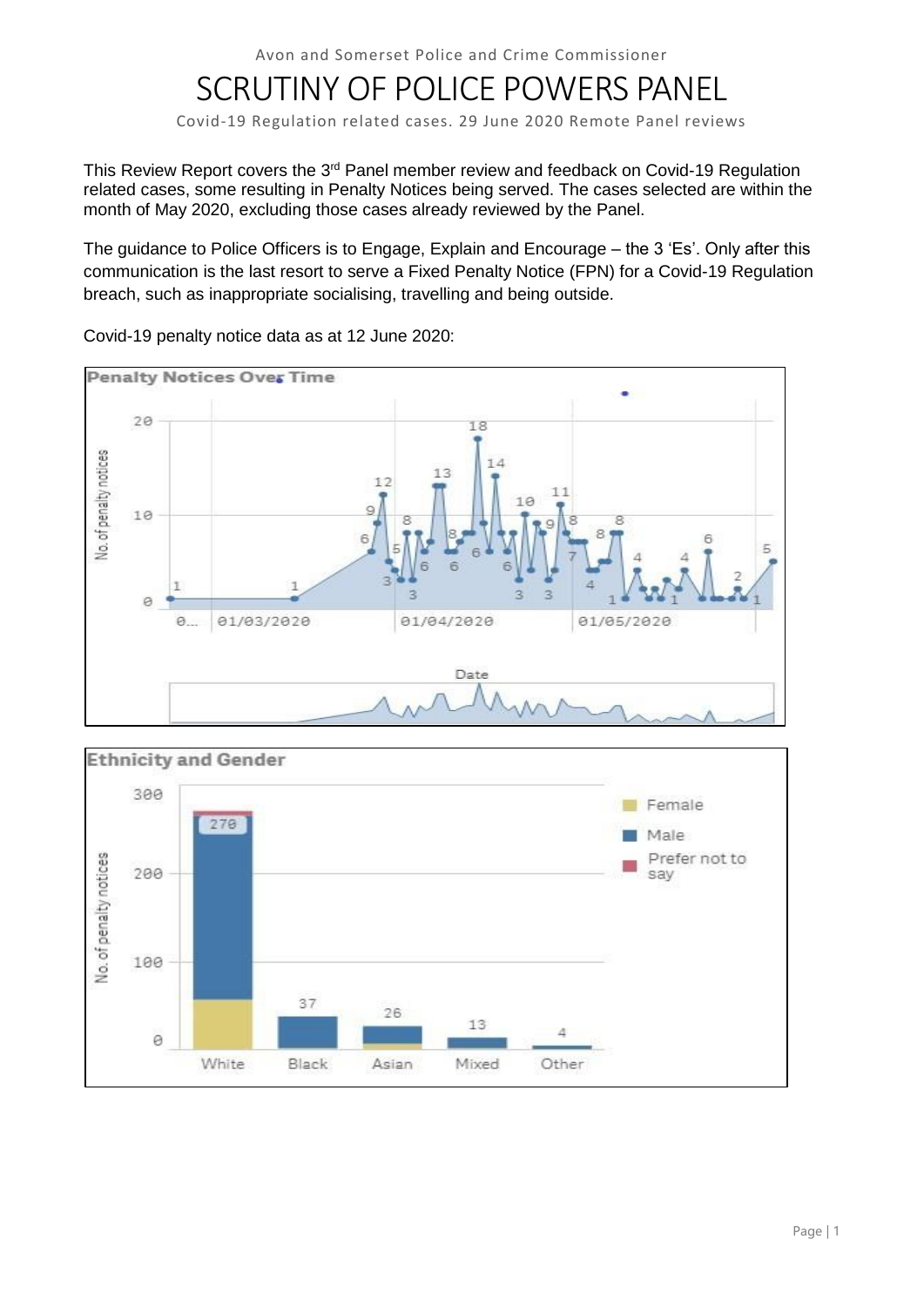Avon and Somerset Police and Crime Commissioner

# SCRUTINY OF POLICE POWERS PANEL

Covid-19 Regulation related cases. 29 June 2020 Remote Panel reviews

This Review Report covers the 3rd Panel member review and feedback on Covid-19 Regulation related cases, some resulting in Penalty Notices being served. The cases selected are within the month of May 2020, excluding those cases already reviewed by the Panel.

The guidance to Police Officers is to Engage, Explain and Encourage – the 3 'Es'. Only after this communication is the last resort to serve a Fixed Penalty Notice (FPN) for a Covid-19 Regulation breach, such as inappropriate socialising, travelling and being outside.

Covid-19 penalty notice data as at 12 June 2020:

**Penalty Notices Over Time**

**Ethnicity and Gender**

| Ethnicity | No. of penalty notices |
|---|---|
| White | 270 |
| Black | 37 |
| Asian | 26 |
| Mixed | 13 |
| Other | 4 |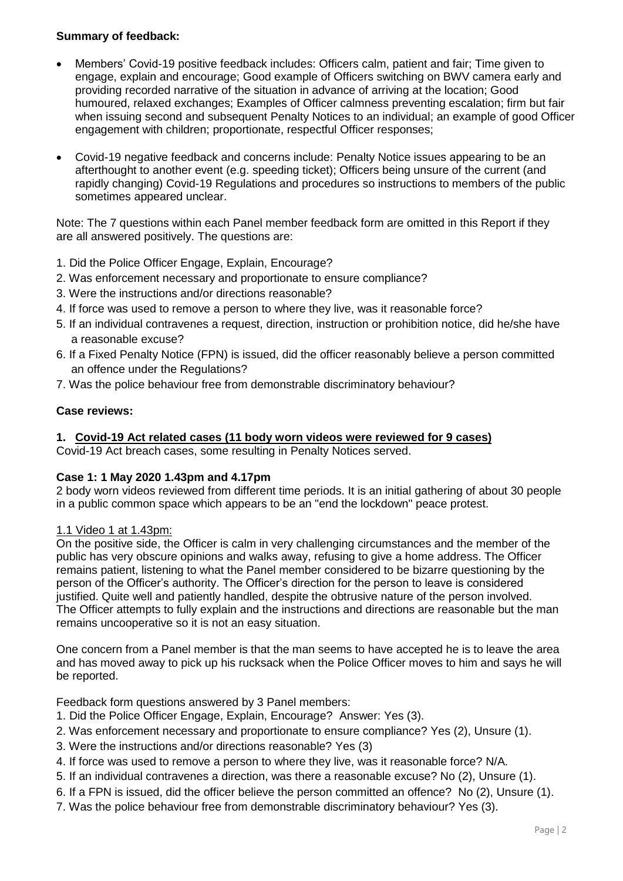**Summary of feedback:**

- Members' Covid-19 positive feedback includes: Officers calm, patient and fair; Time given to engage, explain and encourage; Good example of Officers switching on BWV camera early and providing recorded narrative of the situation in advance of arriving at the location; Good humoured, relaxed exchanges; Examples of Officer calmness preventing escalation; firm but fair when issuing second and subsequent Penalty Notices to an individual; an example of good Officer engagement with children; proportionate, respectful Officer responses;

- Covid-19 negative feedback and concerns include: Penalty Notice issues appearing to be an afterthought to another event (e.g. speeding ticket); Officers being unsure of the current (and rapidly changing) Covid-19 Regulations and procedures so instructions to members of the public sometimes appeared unclear.

Note: The 7 questions within each Panel member feedback form are omitted in this Report if they are all answered positively. The questions are:

1. Did the Police Officer Engage, Explain, Encourage?
2. Was enforcement necessary and proportionate to ensure compliance?
3. Were the instructions and/or directions reasonable?
4. If force was used to remove a person to where they live, was it reasonable force?
5. If an individual contravenes a request, direction, instruction or prohibition notice, did he/she have a reasonable excuse?
6. If a Fixed Penalty Notice (FPN) is issued, did the officer reasonably believe a person committed an offence under the Regulations?
7. Was the police behaviour free from demonstrable discriminatory behaviour?

**Case reviews:**

**1. Covid-19 Act related cases (11 body worn videos were reviewed for 9 cases)**

Covid-19 Act breach cases, some resulting in Penalty Notices served.

**Case 1: 1 May 2020 1.43pm and 4.17pm**

2 body worn videos reviewed from different time periods. It is an initial gathering of about 30 people in a public common space which appears to be an "end the lockdown" peace protest.

1.1 Video 1 at 1.43pm:

On the positive side, the Officer is calm in very challenging circumstances and the member of the public has very obscure opinions and walks away, refusing to give a home address. The Officer remains patient, listening to what the Panel member considered to be bizarre questioning by the person of the Officer's authority. The Officer's direction for the person to leave is considered justified. Quite well and patiently handled, despite the obtrusive nature of the person involved. The Officer attempts to fully explain and the instructions and directions are reasonable but the man remains uncooperative so it is not an easy situation.

One concern from a Panel member is that the man seems to have accepted he is to leave the area and has moved away to pick up his rucksack when the Police Officer moves to him and says he will be reported.

Feedback form questions answered by 3 Panel members:

1. Did the Police Officer Engage, Explain, Encourage? Answer: Yes (3).
2. Was enforcement necessary and proportionate to ensure compliance? Yes (2), Unsure (1).
3. Were the instructions and/or directions reasonable? Yes (3)
4. If force was used to remove a person to where they live, was it reasonable force? N/A.
5. If an individual contravenes a direction, was there a reasonable excuse? No (2), Unsure (1).
6. If a FPN is issued, did the officer believe the person committed an offence? No (2), Unsure (1).
7. Was the police behaviour free from demonstrable discriminatory behaviour? Yes (3).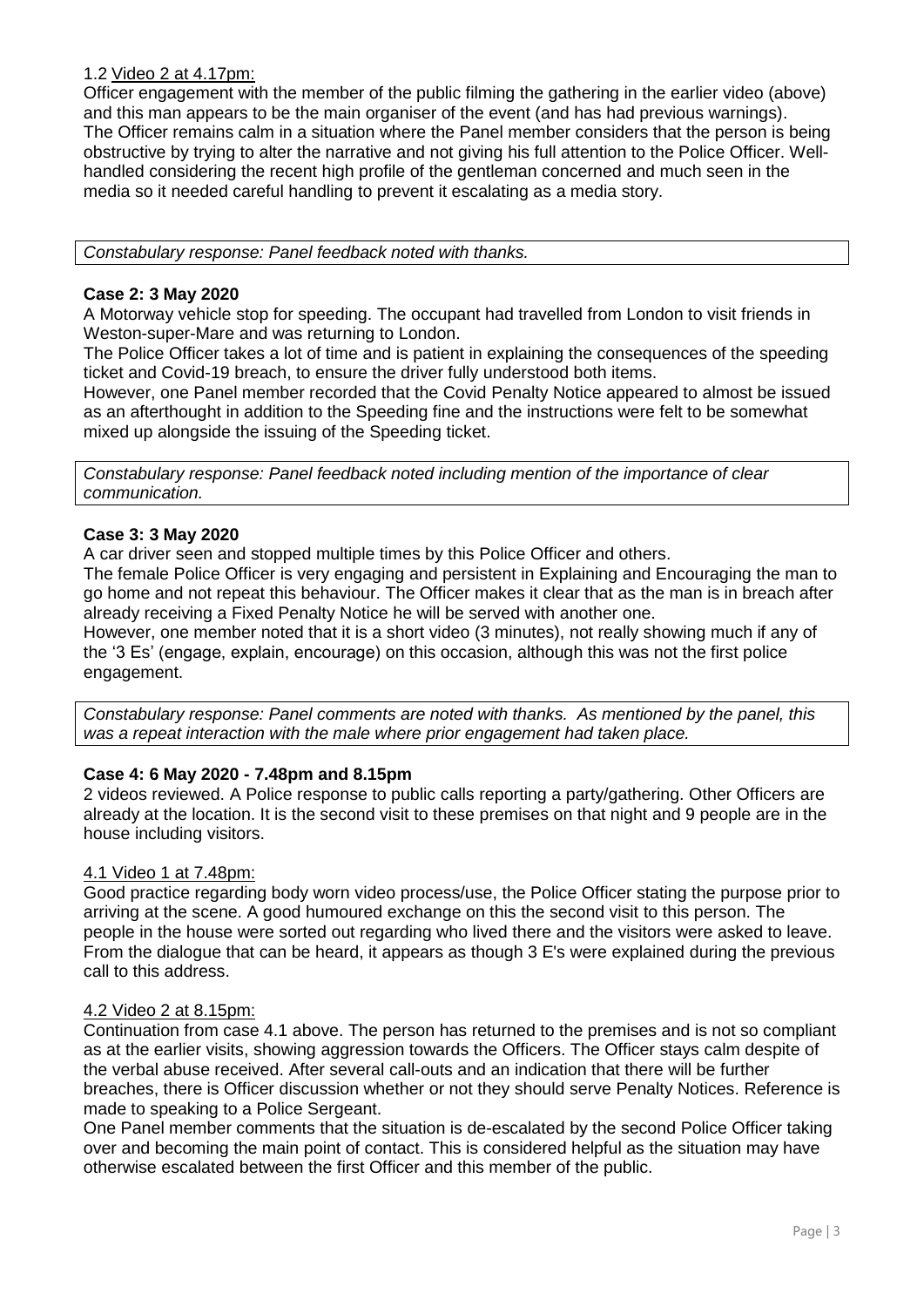1.2 Video 2 at 4.17pm:

Officer engagement with the member of the public filming the gathering in the earlier video (above) and this man appears to be the main organiser of the event (and has had previous warnings). The Officer remains calm in a situation where the Panel member considers that the person is being obstructive by trying to alter the narrative and not giving his full attention to the Police Officer. Well-handled considering the recent high profile of the gentleman concerned and much seen in the media so it needed careful handling to prevent it escalating as a media story.

*Constabulary response: Panel feedback noted with thanks.*

**Case 2: 3 May 2020**

A Motorway vehicle stop for speeding. The occupant had travelled from London to visit friends in Weston-super-Mare and was returning to London.

The Police Officer takes a lot of time and is patient in explaining the consequences of the speeding ticket and Covid-19 breach, to ensure the driver fully understood both items.

However, one Panel member recorded that the Covid Penalty Notice appeared to almost be issued as an afterthought in addition to the Speeding fine and the instructions were felt to be somewhat mixed up alongside the issuing of the Speeding ticket.

*Constabulary response: Panel feedback noted including mention of the importance of clear communication.*

**Case 3: 3 May 2020**

A car driver seen and stopped multiple times by this Police Officer and others.

The female Police Officer is very engaging and persistent in Explaining and Encouraging the man to go home and not repeat this behaviour. The Officer makes it clear that as the man is in breach after already receiving a Fixed Penalty Notice he will be served with another one.

However, one member noted that it is a short video (3 minutes), not really showing much if any of the '3 Es' (engage, explain, encourage) on this occasion, although this was not the first police engagement.

*Constabulary response: Panel comments are noted with thanks. As mentioned by the panel, this was a repeat interaction with the male where prior engagement had taken place.*

**Case 4: 6 May 2020 - 7.48pm and 8.15pm**

2 videos reviewed. A Police response to public calls reporting a party/gathering. Other Officers are already at the location. It is the second visit to these premises on that night and 9 people are in the house including visitors.

4.1 Video 1 at 7.48pm:

Good practice regarding body worn video process/use, the Police Officer stating the purpose prior to arriving at the scene. A good humoured exchange on this the second visit to this person. The people in the house were sorted out regarding who lived there and the visitors were asked to leave. From the dialogue that can be heard, it appears as though 3 E's were explained during the previous call to this address.

4.2 Video 2 at 8.15pm:

Continuation from case 4.1 above. The person has returned to the premises and is not so compliant as at the earlier visits, showing aggression towards the Officers. The Officer stays calm despite of the verbal abuse received. After several call-outs and an indication that there will be further breaches, there is Officer discussion whether or not they should serve Penalty Notices. Reference is made to speaking to a Police Sergeant.

One Panel member comments that the situation is de-escalated by the second Police Officer taking over and becoming the main point of contact. This is considered helpful as the situation may have otherwise escalated between the first Officer and this member of the public.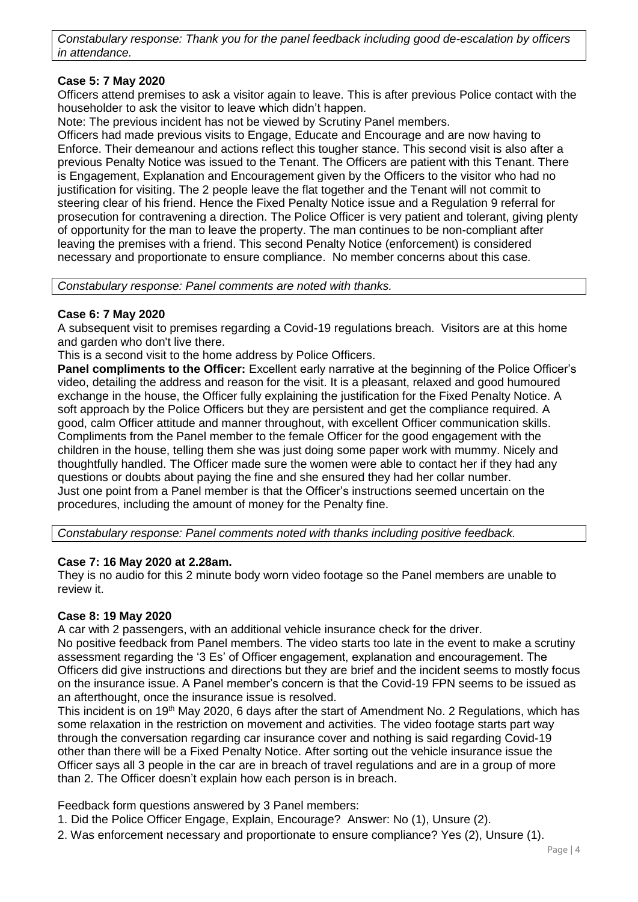*Constabulary response: Thank you for the panel feedback including good de-escalation by officers in attendance.*

**Case 5: 7 May 2020**

Officers attend premises to ask a visitor again to leave. This is after previous Police contact with the householder to ask the visitor to leave which didn't happen.

Note: The previous incident has not be viewed by Scrutiny Panel members.

Officers had made previous visits to Engage, Educate and Encourage and are now having to Enforce. Their demeanour and actions reflect this tougher stance. This second visit is also after a previous Penalty Notice was issued to the Tenant. The Officers are patient with this Tenant. There is Engagement, Explanation and Encouragement given by the Officers to the visitor who had no justification for visiting. The 2 people leave the flat together and the Tenant will not commit to steering clear of his friend. Hence the Fixed Penalty Notice issue and a Regulation 9 referral for prosecution for contravening a direction. The Police Officer is very patient and tolerant, giving plenty of opportunity for the man to leave the property. The man continues to be non-compliant after leaving the premises with a friend. This second Penalty Notice (enforcement) is considered necessary and proportionate to ensure compliance. No member concerns about this case.

*Constabulary response: Panel comments are noted with thanks.*

**Case 6: 7 May 2020**

A subsequent visit to premises regarding a Covid-19 regulations breach. Visitors are at this home and garden who don't live there.

This is a second visit to the home address by Police Officers.

**Panel compliments to the Officer:** Excellent early narrative at the beginning of the Police Officer's video, detailing the address and reason for the visit. It is a pleasant, relaxed and good humoured exchange in the house, the Officer fully explaining the justification for the Fixed Penalty Notice. A soft approach by the Police Officers but they are persistent and get the compliance required. A good, calm Officer attitude and manner throughout, with excellent Officer communication skills. Compliments from the Panel member to the female Officer for the good engagement with the children in the house, telling them she was just doing some paper work with mummy. Nicely and thoughtfully handled. The Officer made sure the women were able to contact her if they had any questions or doubts about paying the fine and she ensured they had her collar number.

Just one point from a Panel member is that the Officer's instructions seemed uncertain on the procedures, including the amount of money for the Penalty fine.

*Constabulary response: Panel comments noted with thanks including positive feedback.*

**Case 7: 16 May 2020 at 2.28am.**

They is no audio for this 2 minute body worn video footage so the Panel members are unable to review it.

**Case 8: 19 May 2020**

A car with 2 passengers, with an additional vehicle insurance check for the driver.

No positive feedback from Panel members. The video starts too late in the event to make a scrutiny assessment regarding the '3 Es' of Officer engagement, explanation and encouragement. The Officers did give instructions and directions but they are brief and the incident seems to mostly focus on the insurance issue. A Panel member's concern is that the Covid-19 FPN seems to be issued as an afterthought, once the insurance issue is resolved.

This incident is on 19th May 2020, 6 days after the start of Amendment No. 2 Regulations, which has some relaxation in the restriction on movement and activities. The video footage starts part way through the conversation regarding car insurance cover and nothing is said regarding Covid-19 other than there will be a Fixed Penalty Notice. After sorting out the vehicle insurance issue the Officer says all 3 people in the car are in breach of travel regulations and are in a group of more than 2. The Officer doesn't explain how each person is in breach.

Feedback form questions answered by 3 Panel members:

1. Did the Police Officer Engage, Explain, Encourage? Answer: No (1), Unsure (2).
2. Was enforcement necessary and proportionate to ensure compliance? Yes (2), Unsure (1).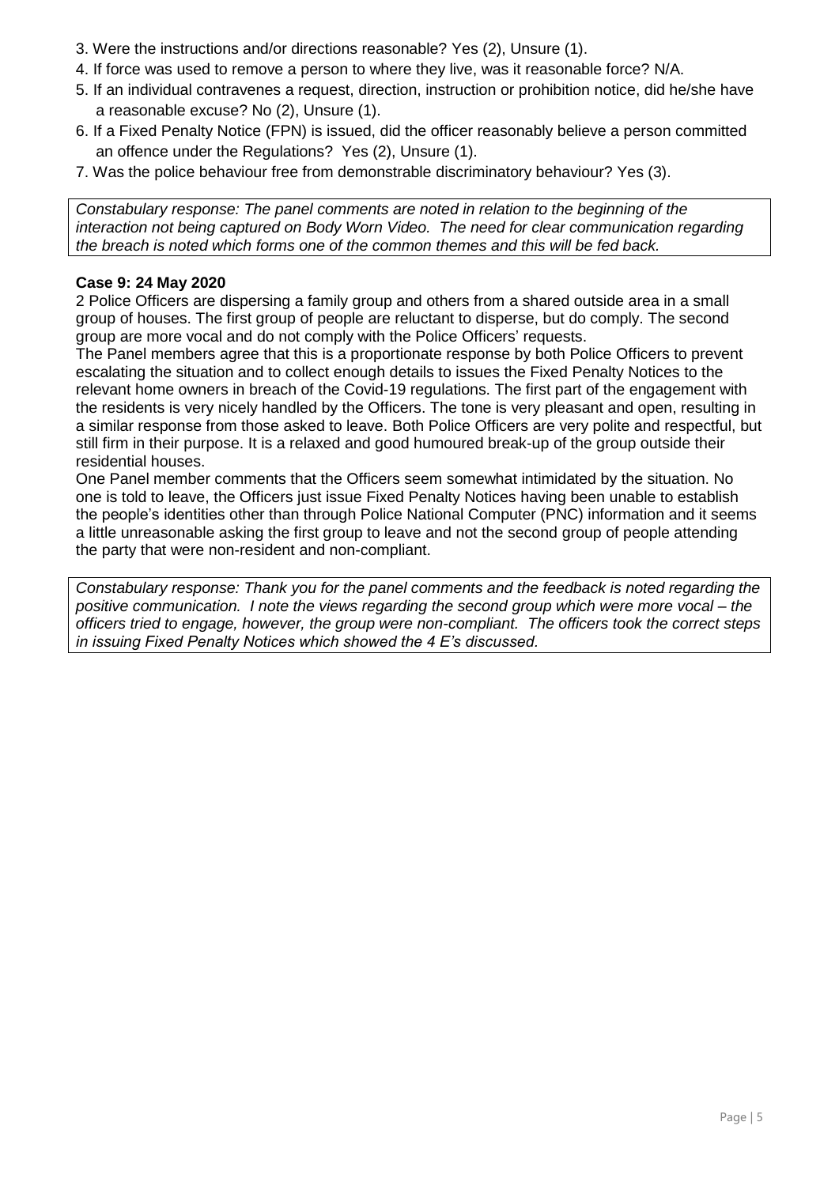3. Were the instructions and/or directions reasonable? Yes (2), Unsure (1).
4. If force was used to remove a person to where they live, was it reasonable force? N/A.
5. If an individual contravenes a request, direction, instruction or prohibition notice, did he/she have a reasonable excuse? No (2), Unsure (1).
6. If a Fixed Penalty Notice (FPN) is issued, did the officer reasonably believe a person committed an offence under the Regulations? Yes (2), Unsure (1).
7. Was the police behaviour free from demonstrable discriminatory behaviour? Yes (3).

*Constabulary response: The panel comments are noted in relation to the beginning of the interaction not being captured on Body Worn Video. The need for clear communication regarding the breach is noted which forms one of the common themes and this will be fed back.*

**Case 9: 24 May 2020**

2 Police Officers are dispersing a family group and others from a shared outside area in a small group of houses. The first group of people are reluctant to disperse, but do comply. The second group are more vocal and do not comply with the Police Officers' requests.

The Panel members agree that this is a proportionate response by both Police Officers to prevent escalating the situation and to collect enough details to issues the Fixed Penalty Notices to the relevant home owners in breach of the Covid-19 regulations. The first part of the engagement with the residents is very nicely handled by the Officers. The tone is very pleasant and open, resulting in a similar response from those asked to leave. Both Police Officers are very polite and respectful, but still firm in their purpose. It is a relaxed and good humoured break-up of the group outside their residential houses.

One Panel member comments that the Officers seem somewhat intimidated by the situation. No one is told to leave, the Officers just issue Fixed Penalty Notices having been unable to establish the people's identities other than through Police National Computer (PNC) information and it seems a little unreasonable asking the first group to leave and not the second group of people attending the party that were non-resident and non-compliant.

*Constabulary response: Thank you for the panel comments and the feedback is noted regarding the positive communication. I note the views regarding the second group which were more vocal – the officers tried to engage, however, the group were non-compliant. The officers took the correct steps in issuing Fixed Penalty Notices which showed the 4 E's discussed.*